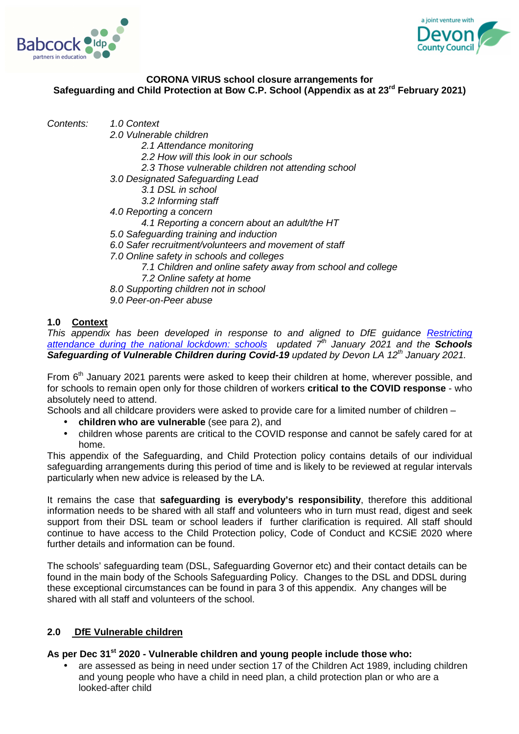**CORONA VIRUS school closure arrangements for Safeguarding and Child Protection at Bow C.P. School (Appendix as at 23rd February 2021)**

*Contents:*

- *1.0 Context*
- *2.0 Vulnerable children*
  - *2.1 Attendance monitoring*
  - *2.2 How will this look in our schools*
  - *2.3 Those vulnerable children not attending school*
- *3.0 Designated Safeguarding Lead*
  - *3.1 DSL in school*
  - *3.2 Informing staff*
- *4.0 Reporting a concern*
  - *4.1 Reporting a concern about an adult/the HT*
- *5.0 Safeguarding training and induction*
- *6.0 Safer recruitment/volunteers and movement of staff*
- *7.0 Online safety in schools and colleges*
  - *7.1 Children and online safety away from school and college*
  - *7.2 Online safety at home*
- *8.0 Supporting children not in school*
- *9.0 Peer-on-Peer abuse*

## 1.0 Context

*This appendix has been developed in response to and aligned to DfE guidance [Restricting attendance during the national lockdown: schools](#) updated 7th January 2021 and the* ***Schools Safeguarding of Vulnerable Children during Covid-19*** *updated by Devon LA 12th January 2021.*

From 6th January 2021 parents were asked to keep their children at home, wherever possible, and for schools to remain open only for those children of workers **critical to the COVID response** - who absolutely need to attend.

Schools and all childcare providers were asked to provide care for a limited number of children –

- **children who are vulnerable** (see para 2), and
- children whose parents are critical to the COVID response and cannot be safely cared for at home.

This appendix of the Safeguarding, and Child Protection policy contains details of our individual safeguarding arrangements during this period of time and is likely to be reviewed at regular intervals particularly when new advice is released by the LA.

It remains the case that **safeguarding is everybody's responsibility**, therefore this additional information needs to be shared with all staff and volunteers who in turn must read, digest and seek support from their DSL team or school leaders if further clarification is required. All staff should continue to have access to the Child Protection policy, Code of Conduct and KCSiE 2020 where further details and information can be found.

The schools' safeguarding team (DSL, Safeguarding Governor etc) and their contact details can be found in the main body of the Schools Safeguarding Policy. Changes to the DSL and DDSL during these exceptional circumstances can be found in para 3 of this appendix. Any changes will be shared with all staff and volunteers of the school.

## 2.0 DfE Vulnerable children

**As per Dec 31st 2020 - Vulnerable children and young people include those who:**

- are assessed as being in need under section 17 of the Children Act 1989, including children and young people who have a child in need plan, a child protection plan or who are a looked-after child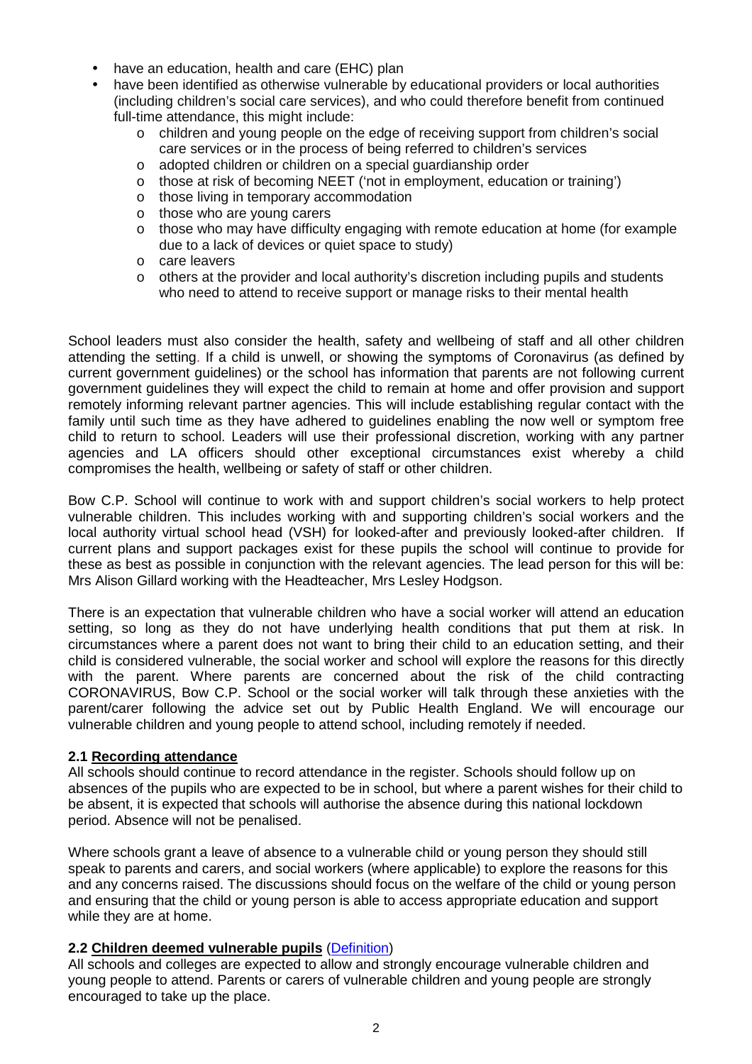- have an education, health and care (EHC) plan
- have been identified as otherwise vulnerable by educational providers or local authorities (including children's social care services), and who could therefore benefit from continued full-time attendance, this might include:
  - children and young people on the edge of receiving support from children's social care services or in the process of being referred to children's services
  - adopted children or children on a special guardianship order
  - those at risk of becoming NEET ('not in employment, education or training')
  - those living in temporary accommodation
  - those who are young carers
  - those who may have difficulty engaging with remote education at home (for example due to a lack of devices or quiet space to study)
  - care leavers
  - others at the provider and local authority's discretion including pupils and students who need to attend to receive support or manage risks to their mental health

School leaders must also consider the health, safety and wellbeing of staff and all other children attending the setting. If a child is unwell, or showing the symptoms of Coronavirus (as defined by current government guidelines) or the school has information that parents are not following current government guidelines they will expect the child to remain at home and offer provision and support remotely informing relevant partner agencies. This will include establishing regular contact with the family until such time as they have adhered to guidelines enabling the now well or symptom free child to return to school. Leaders will use their professional discretion, working with any partner agencies and LA officers should other exceptional circumstances exist whereby a child compromises the health, wellbeing or safety of staff or other children.

Bow C.P. School will continue to work with and support children's social workers to help protect vulnerable children. This includes working with and supporting children's social workers and the local authority virtual school head (VSH) for looked-after and previously looked-after children. If current plans and support packages exist for these pupils the school will continue to provide for these as best as possible in conjunction with the relevant agencies. The lead person for this will be: Mrs Alison Gillard working with the Headteacher, Mrs Lesley Hodgson.

There is an expectation that vulnerable children who have a social worker will attend an education setting, so long as they do not have underlying health conditions that put them at risk. In circumstances where a parent does not want to bring their child to an education setting, and their child is considered vulnerable, the social worker and school will explore the reasons for this directly with the parent. Where parents are concerned about the risk of the child contracting CORONAVIRUS, Bow C.P. School or the social worker will talk through these anxieties with the parent/carer following the advice set out by Public Health England. We will encourage our vulnerable children and young people to attend school, including remotely if needed.

**2.1 Recording attendance**

All schools should continue to record attendance in the register. Schools should follow up on absences of the pupils who are expected to be in school, but where a parent wishes for their child to be absent, it is expected that schools will authorise the absence during this national lockdown period. Absence will not be penalised.

Where schools grant a leave of absence to a vulnerable child or young person they should still speak to parents and carers, and social workers (where applicable) to explore the reasons for this and any concerns raised. The discussions should focus on the welfare of the child or young person and ensuring that the child or young person is able to access appropriate education and support while they are at home.

**2.2 Children deemed vulnerable pupils** (Definition)

All schools and colleges are expected to allow and strongly encourage vulnerable children and young people to attend. Parents or carers of vulnerable children and young people are strongly encouraged to take up the place.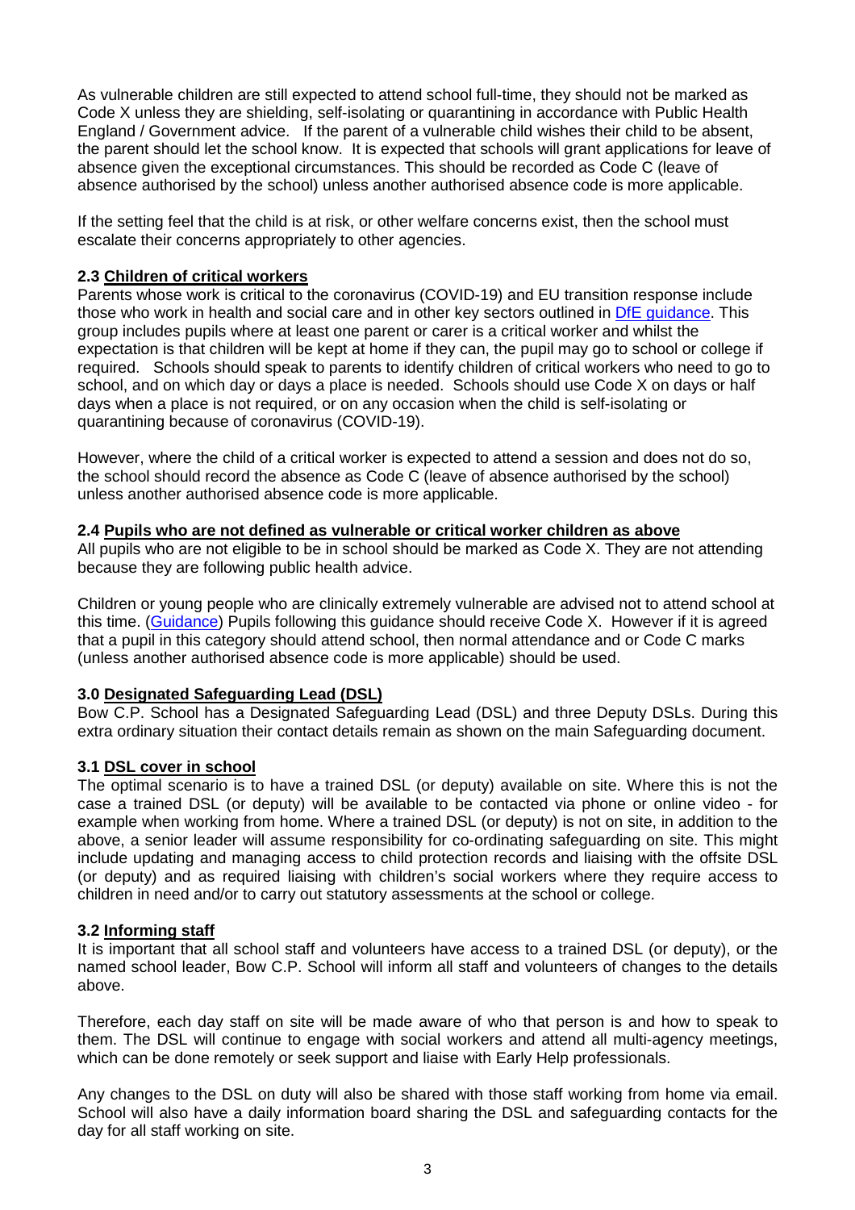As vulnerable children are still expected to attend school full-time, they should not be marked as Code X unless they are shielding, self-isolating or quarantining in accordance with Public Health England / Government advice. If the parent of a vulnerable child wishes their child to be absent, the parent should let the school know. It is expected that schools will grant applications for leave of absence given the exceptional circumstances. This should be recorded as Code C (leave of absence authorised by the school) unless another authorised absence code is more applicable.

If the setting feel that the child is at risk, or other welfare concerns exist, then the school must escalate their concerns appropriately to other agencies.

### 2.3 Children of critical workers

Parents whose work is critical to the coronavirus (COVID-19) and EU transition response include those who work in health and social care and in other key sectors outlined in DfE guidance. This group includes pupils where at least one parent or carer is a critical worker and whilst the expectation is that children will be kept at home if they can, the pupil may go to school or college if required. Schools should speak to parents to identify children of critical workers who need to go to school, and on which day or days a place is needed. Schools should use Code X on days or half days when a place is not required, or on any occasion when the child is self-isolating or quarantining because of coronavirus (COVID-19).

However, where the child of a critical worker is expected to attend a session and does not do so, the school should record the absence as Code C (leave of absence authorised by the school) unless another authorised absence code is more applicable.

### 2.4 Pupils who are not defined as vulnerable or critical worker children as above

All pupils who are not eligible to be in school should be marked as Code X. They are not attending because they are following public health advice.

Children or young people who are clinically extremely vulnerable are advised not to attend school at this time. (Guidance) Pupils following this guidance should receive Code X. However if it is agreed that a pupil in this category should attend school, then normal attendance and or Code C marks (unless another authorised absence code is more applicable) should be used.

## 3.0 Designated Safeguarding Lead (DSL)

Bow C.P. School has a Designated Safeguarding Lead (DSL) and three Deputy DSLs. During this extra ordinary situation their contact details remain as shown on the main Safeguarding document.

### 3.1 DSL cover in school

The optimal scenario is to have a trained DSL (or deputy) available on site. Where this is not the case a trained DSL (or deputy) will be available to be contacted via phone or online video - for example when working from home. Where a trained DSL (or deputy) is not on site, in addition to the above, a senior leader will assume responsibility for co-ordinating safeguarding on site. This might include updating and managing access to child protection records and liaising with the offsite DSL (or deputy) and as required liaising with children's social workers where they require access to children in need and/or to carry out statutory assessments at the school or college.

### 3.2 Informing staff

It is important that all school staff and volunteers have access to a trained DSL (or deputy), or the named school leader, Bow C.P. School will inform all staff and volunteers of changes to the details above.

Therefore, each day staff on site will be made aware of who that person is and how to speak to them. The DSL will continue to engage with social workers and attend all multi-agency meetings, which can be done remotely or seek support and liaise with Early Help professionals.

Any changes to the DSL on duty will also be shared with those staff working from home via email. School will also have a daily information board sharing the DSL and safeguarding contacts for the day for all staff working on site.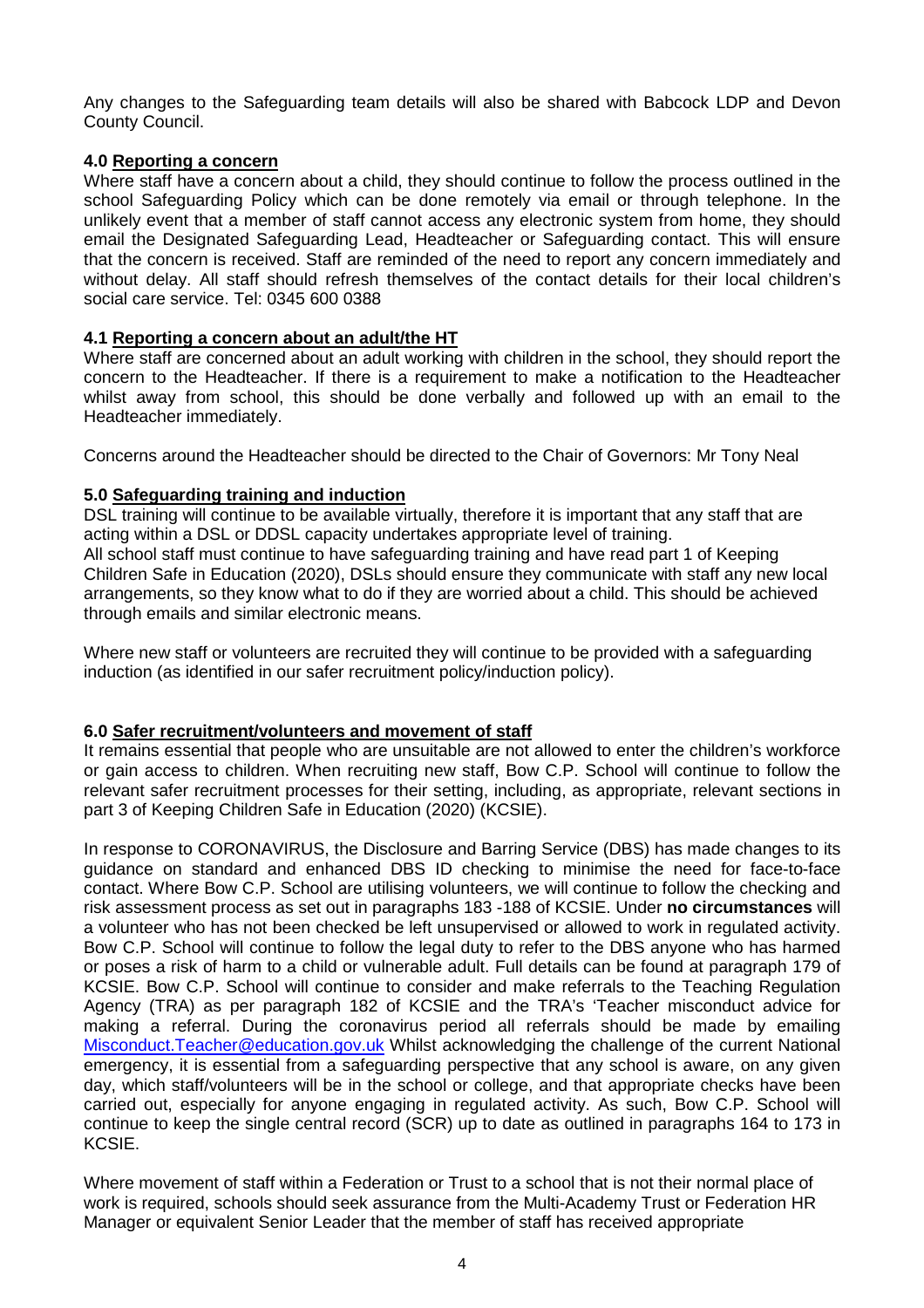Any changes to the Safeguarding team details will also be shared with Babcock LDP and Devon County Council.

## 4.0 Reporting a concern

Where staff have a concern about a child, they should continue to follow the process outlined in the school Safeguarding Policy which can be done remotely via email or through telephone. In the unlikely event that a member of staff cannot access any electronic system from home, they should email the Designated Safeguarding Lead, Headteacher or Safeguarding contact. This will ensure that the concern is received. Staff are reminded of the need to report any concern immediately and without delay. All staff should refresh themselves of the contact details for their local children's social care service. Tel: 0345 600 0388

## 4.1 Reporting a concern about an adult/the HT

Where staff are concerned about an adult working with children in the school, they should report the concern to the Headteacher. If there is a requirement to make a notification to the Headteacher whilst away from school, this should be done verbally and followed up with an email to the Headteacher immediately.

Concerns around the Headteacher should be directed to the Chair of Governors: Mr Tony Neal

## 5.0 Safeguarding training and induction

DSL training will continue to be available virtually, therefore it is important that any staff that are acting within a DSL or DDSL capacity undertakes appropriate level of training.
All school staff must continue to have safeguarding training and have read part 1 of Keeping Children Safe in Education (2020), DSLs should ensure they communicate with staff any new local arrangements, so they know what to do if they are worried about a child. This should be achieved through emails and similar electronic means.

Where new staff or volunteers are recruited they will continue to be provided with a safeguarding induction (as identified in our safer recruitment policy/induction policy).

## 6.0 Safer recruitment/volunteers and movement of staff

It remains essential that people who are unsuitable are not allowed to enter the children's workforce or gain access to children. When recruiting new staff, Bow C.P. School will continue to follow the relevant safer recruitment processes for their setting, including, as appropriate, relevant sections in part 3 of Keeping Children Safe in Education (2020) (KCSIE).

In response to CORONAVIRUS, the Disclosure and Barring Service (DBS) has made changes to its guidance on standard and enhanced DBS ID checking to minimise the need for face-to-face contact. Where Bow C.P. School are utilising volunteers, we will continue to follow the checking and risk assessment process as set out in paragraphs 183 -188 of KCSIE. Under **no circumstances** will a volunteer who has not been checked be left unsupervised or allowed to work in regulated activity. Bow C.P. School will continue to follow the legal duty to refer to the DBS anyone who has harmed or poses a risk of harm to a child or vulnerable adult. Full details can be found at paragraph 179 of KCSIE. Bow C.P. School will continue to consider and make referrals to the Teaching Regulation Agency (TRA) as per paragraph 182 of KCSIE and the TRA's 'Teacher misconduct advice for making a referral. During the coronavirus period all referrals should be made by emailing Misconduct.Teacher@education.gov.uk Whilst acknowledging the challenge of the current National emergency, it is essential from a safeguarding perspective that any school is aware, on any given day, which staff/volunteers will be in the school or college, and that appropriate checks have been carried out, especially for anyone engaging in regulated activity. As such, Bow C.P. School will continue to keep the single central record (SCR) up to date as outlined in paragraphs 164 to 173 in KCSIE.

Where movement of staff within a Federation or Trust to a school that is not their normal place of work is required, schools should seek assurance from the Multi-Academy Trust or Federation HR Manager or equivalent Senior Leader that the member of staff has received appropriate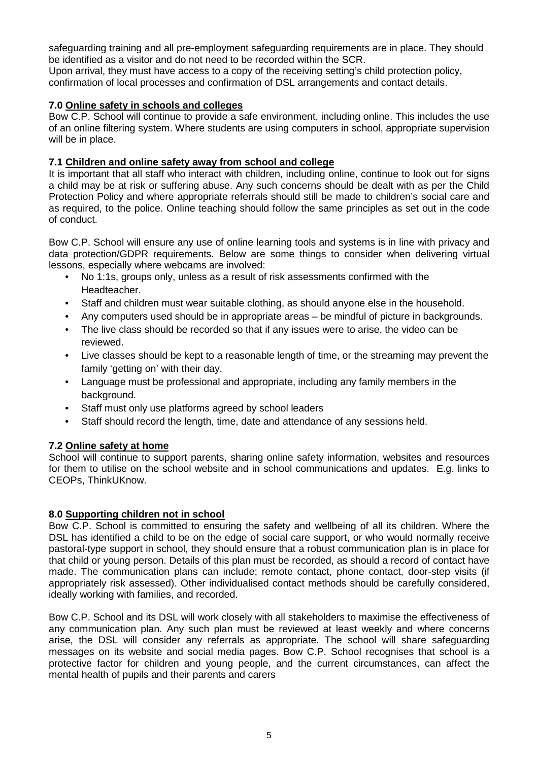safeguarding training and all pre-employment safeguarding requirements are in place. They should be identified as a visitor and do not need to be recorded within the SCR.
Upon arrival, they must have access to a copy of the receiving setting's child protection policy, confirmation of local processes and confirmation of DSL arrangements and contact details.

### 7.0 Online safety in schools and colleges

Bow C.P. School will continue to provide a safe environment, including online. This includes the use of an online filtering system. Where students are using computers in school, appropriate supervision will be in place.

### 7.1 Children and online safety away from school and college

It is important that all staff who interact with children, including online, continue to look out for signs a child may be at risk or suffering abuse. Any such concerns should be dealt with as per the Child Protection Policy and where appropriate referrals should still be made to children's social care and as required, to the police. Online teaching should follow the same principles as set out in the code of conduct.

Bow C.P. School will ensure any use of online learning tools and systems is in line with privacy and data protection/GDPR requirements. Below are some things to consider when delivering virtual lessons, especially where webcams are involved:

- No 1:1s, groups only, unless as a result of risk assessments confirmed with the Headteacher.
- Staff and children must wear suitable clothing, as should anyone else in the household.
- Any computers used should be in appropriate areas – be mindful of picture in backgrounds.
- The live class should be recorded so that if any issues were to arise, the video can be reviewed.
- Live classes should be kept to a reasonable length of time, or the streaming may prevent the family 'getting on' with their day.
- Language must be professional and appropriate, including any family members in the background.
- Staff must only use platforms agreed by school leaders
- Staff should record the length, time, date and attendance of any sessions held.

### 7.2 Online safety at home

School will continue to support parents, sharing online safety information, websites and resources for them to utilise on the school website and in school communications and updates. E.g. links to CEOPs, ThinkUKnow.

### 8.0 Supporting children not in school

Bow C.P. School is committed to ensuring the safety and wellbeing of all its children. Where the DSL has identified a child to be on the edge of social care support, or who would normally receive pastoral-type support in school, they should ensure that a robust communication plan is in place for that child or young person. Details of this plan must be recorded, as should a record of contact have made. The communication plans can include; remote contact, phone contact, door-step visits (if appropriately risk assessed). Other individualised contact methods should be carefully considered, ideally working with families, and recorded.

Bow C.P. School and its DSL will work closely with all stakeholders to maximise the effectiveness of any communication plan. Any such plan must be reviewed at least weekly and where concerns arise, the DSL will consider any referrals as appropriate. The school will share safeguarding messages on its website and social media pages. Bow C.P. School recognises that school is a protective factor for children and young people, and the current circumstances, can affect the mental health of pupils and their parents and carers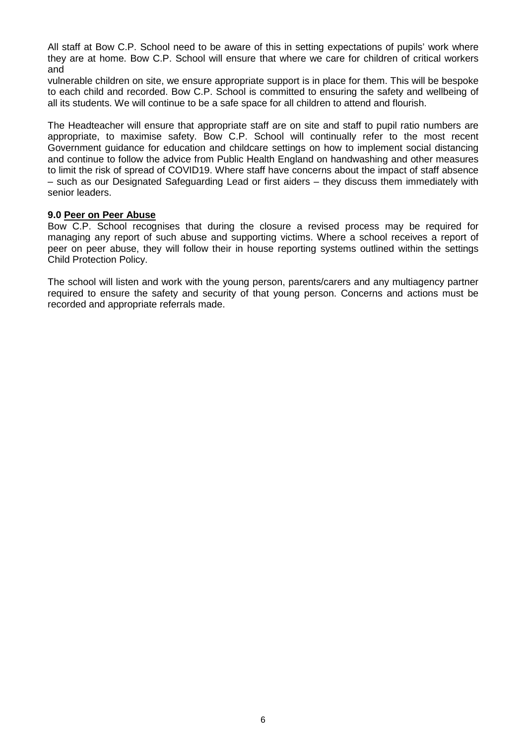All staff at Bow C.P. School need to be aware of this in setting expectations of pupils' work where they are at home. Bow C.P. School will ensure that where we care for children of critical workers and

vulnerable children on site, we ensure appropriate support is in place for them. This will be bespoke to each child and recorded. Bow C.P. School is committed to ensuring the safety and wellbeing of all its students. We will continue to be a safe space for all children to attend and flourish.

The Headteacher will ensure that appropriate staff are on site and staff to pupil ratio numbers are appropriate, to maximise safety. Bow C.P. School will continually refer to the most recent Government guidance for education and childcare settings on how to implement social distancing and continue to follow the advice from Public Health England on handwashing and other measures to limit the risk of spread of COVID19. Where staff have concerns about the impact of staff absence – such as our Designated Safeguarding Lead or first aiders – they discuss them immediately with senior leaders.

## 9.0 Peer on Peer Abuse

Bow C.P. School recognises that during the closure a revised process may be required for managing any report of such abuse and supporting victims. Where a school receives a report of peer on peer abuse, they will follow their in house reporting systems outlined within the settings Child Protection Policy.

The school will listen and work with the young person, parents/carers and any multiagency partner required to ensure the safety and security of that young person. Concerns and actions must be recorded and appropriate referrals made.